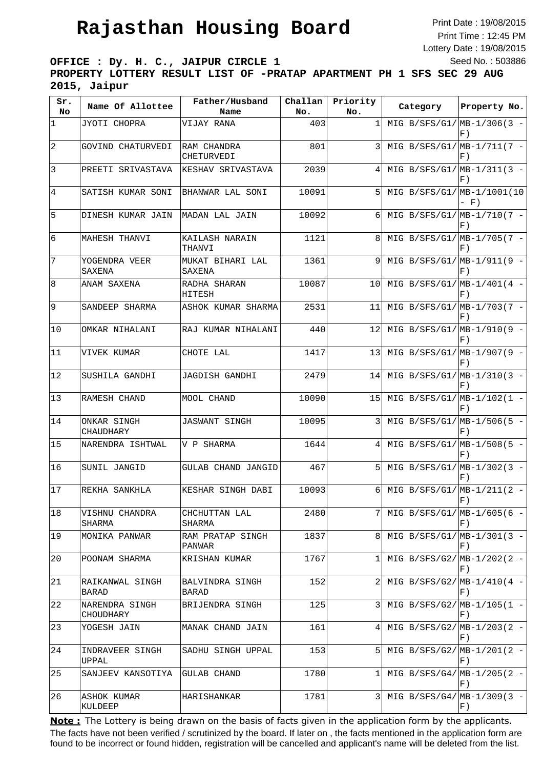# Rajasthan Housing Board

Print Date : 19/08/2015
Print Time : 12:45 PM
Lottery Date : 19/08/2015
Seed No. : 503886

**OFFICE : Dy. H. C., JAIPUR CIRCLE 1**

**PROPERTY LOTTERY RESULT LIST OF -PRATAP APARTMENT PH 1 SFS SEC 29 AUG 2015, Jaipur**

| Sr. No | Name Of Allottee | Father/Husband Name | Challan No. | Priority No. | Category | Property No. |
|---|---|---|---|---|---|---|
| 1 | JYOTI CHOPRA | VIJAY RANA | 403 | 1 | MIG B/SFS/G1/ | MB-1/306(3 - F) |
| 2 | GOVIND CHATURVEDI | RAM CHANDRA CHETURVEDI | 801 | 3 | MIG B/SFS/G1/ | MB-1/711(7 - F) |
| 3 | PREETI SRIVASTAVA | KESHAV SRIVASTAVA | 2039 | 4 | MIG B/SFS/G1/ | MB-1/311(3 - F) |
| 4 | SATISH KUMAR SONI | BHANWAR LAL SONI | 10091 | 5 | MIG B/SFS/G1/ | MB-1/1001(10 - F) |
| 5 | DINESH KUMAR JAIN | MADAN LAL JAIN | 10092 | 6 | MIG B/SFS/G1/ | MB-1/710(7 - F) |
| 6 | MAHESH THANVI | KAILASH NARAIN THANVI | 1121 | 8 | MIG B/SFS/G1/ | MB-1/705(7 - F) |
| 7 | YOGENDRA VEER SAXENA | MUKAT BIHARI LAL SAXENA | 1361 | 9 | MIG B/SFS/G1/ | MB-1/911(9 - F) |
| 8 | ANAM SAXENA | RADHA SHARAN HITESH | 10087 | 10 | MIG B/SFS/G1/ | MB-1/401(4 - F) |
| 9 | SANDEEP SHARMA | ASHOK KUMAR SHARMA | 2531 | 11 | MIG B/SFS/G1/ | MB-1/703(7 - F) |
| 10 | OMKAR NIHALANI | RAJ KUMAR NIHALANI | 440 | 12 | MIG B/SFS/G1/ | MB-1/910(9 - F) |
| 11 | VIVEK KUMAR | CHOTE LAL | 1417 | 13 | MIG B/SFS/G1/ | MB-1/907(9 - F) |
| 12 | SUSHILA GANDHI | JAGDISH GANDHI | 2479 | 14 | MIG B/SFS/G1/ | MB-1/310(3 - F) |
| 13 | RAMESH CHAND | MOOL CHAND | 10090 | 15 | MIG B/SFS/G1/ | MB-1/102(1 - F) |
| 14 | ONKAR SINGH CHAUDHARY | JASWANT SINGH | 10095 | 3 | MIG B/SFS/G1/ | MB-1/506(5 - F) |
| 15 | NARENDRA ISHTWAL | V P SHARMA | 1644 | 4 | MIG B/SFS/G1/ | MB-1/508(5 - F) |
| 16 | SUNIL JANGID | GULAB CHAND JANGID | 467 | 5 | MIG B/SFS/G1/ | MB-1/302(3 - F) |
| 17 | REKHA SANKHLA | KESHAR SINGH DABI | 10093 | 6 | MIG B/SFS/G1/ | MB-1/211(2 - F) |
| 18 | VISHNU CHANDRA SHARMA | CHCHUTTAN LAL SHARMA | 2480 | 7 | MIG B/SFS/G1/ | MB-1/605(6 - F) |
| 19 | MONIKA PANWAR | RAM PRATAP SINGH PANWAR | 1837 | 8 | MIG B/SFS/G1/ | MB-1/301(3 - F) |
| 20 | POONAM SHARMA | KRISHAN KUMAR | 1767 | 1 | MIG B/SFS/G2/ | MB-1/202(2 - F) |
| 21 | RAIKANWAL SINGH BARAD | BALVINDRA SINGH BARAD | 152 | 2 | MIG B/SFS/G2/ | MB-1/410(4 - F) |
| 22 | NARENDRA SINGH CHOUDHARY | BRIJENDRA SINGH | 125 | 3 | MIG B/SFS/G2/ | MB-1/105(1 - F) |
| 23 | YOGESH JAIN | MANAK CHAND JAIN | 161 | 4 | MIG B/SFS/G2/ | MB-1/203(2 - F) |
| 24 | INDRAVEER SINGH UPPAL | SADHU SINGH UPPAL | 153 | 5 | MIG B/SFS/G2/ | MB-1/201(2 - F) |
| 25 | SANJEEV KANSOTIYA | GULAB CHAND | 1780 | 1 | MIG B/SFS/G4/ | MB-1/205(2 - F) |
| 26 | ASHOK KUMAR KULDEEP | HARISHANKAR | 1781 | 3 | MIG B/SFS/G4/ | MB-1/309(3 - F) |

**Note :** The Lottery is being drawn on the basis of facts given in the application form by the applicants. The facts have not been verified / scrutinized by the board. If later on , the facts mentioned in the application form are found to be incorrect or found hidden, registration will be cancelled and applicant's name will be deleted from the list.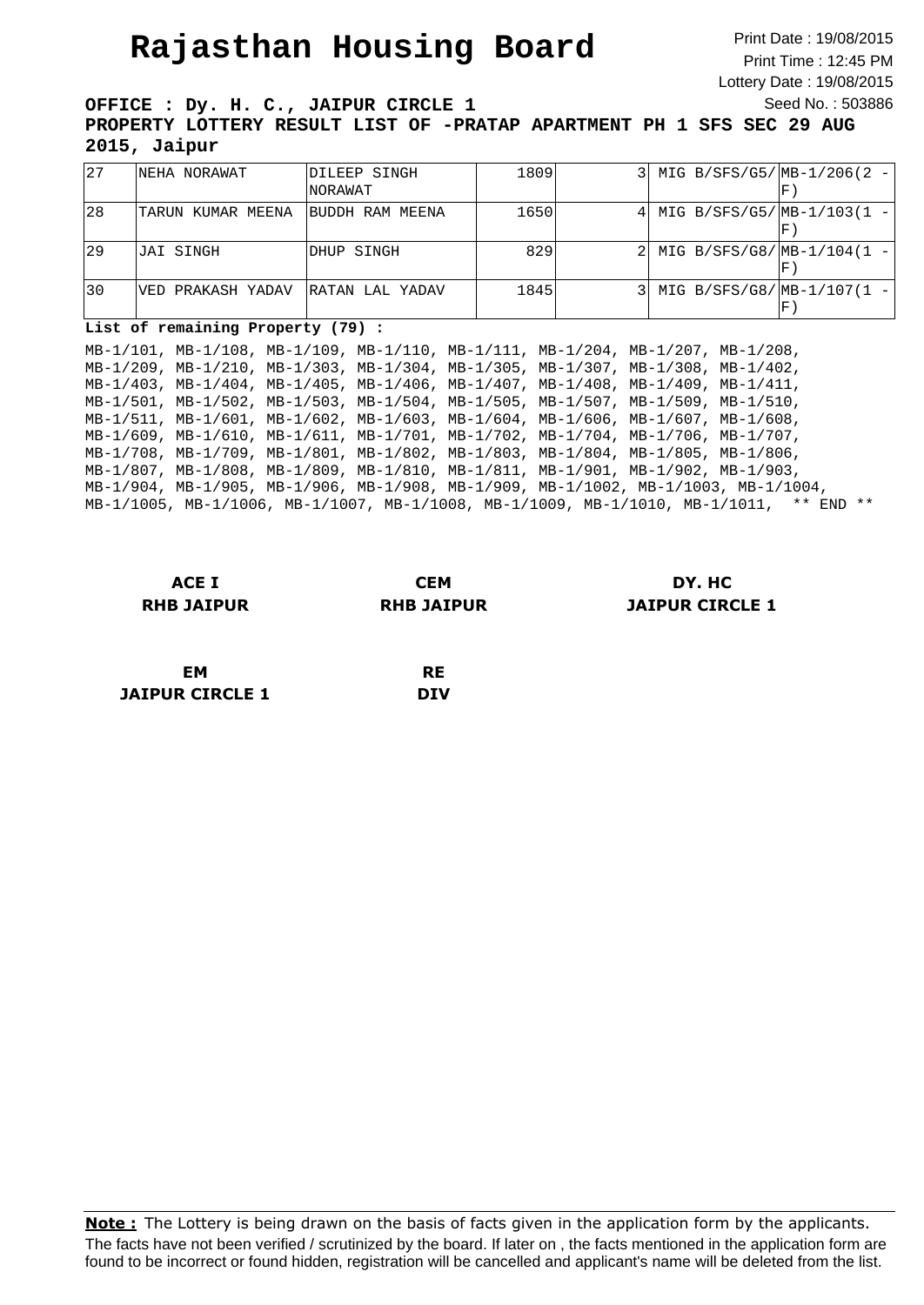# Rajasthan Housing Board

Print Date : 19/08/2015
Print Time : 12:45 PM
Lottery Date : 19/08/2015
Seed No. : 503886

**OFFICE : Dy. H. C., JAIPUR CIRCLE 1**

**PROPERTY LOTTERY RESULT LIST OF -PRATAP APARTMENT PH 1 SFS SEC 29 AUG 2015, Jaipur**

| | | | | | | |
|---|---|---|---|---|---|---|
| 27 | NEHA NORAWAT | DILEEP SINGH NORAWAT | 1809 | 3 | MIG B/SFS/G5/ | MB-1/206(2 -F) |
| 28 | TARUN KUMAR MEENA | BUDDH RAM MEENA | 1650 | 4 | MIG B/SFS/G5/ | MB-1/103(1 -F) |
| 29 | JAI SINGH | DHUP SINGH | 829 | 2 | MIG B/SFS/G8/ | MB-1/104(1 -F) |
| 30 | VED PRAKASH YADAV | RATAN LAL YADAV | 1845 | 3 | MIG B/SFS/G8/ | MB-1/107(1 -F) |

**List of remaining Property (79) :**

MB-1/101, MB-1/108, MB-1/109, MB-1/110, MB-1/111, MB-1/204, MB-1/207, MB-1/208, MB-1/209, MB-1/210, MB-1/303, MB-1/304, MB-1/305, MB-1/307, MB-1/308, MB-1/402, MB-1/403, MB-1/404, MB-1/405, MB-1/406, MB-1/407, MB-1/408, MB-1/409, MB-1/411, MB-1/501, MB-1/502, MB-1/503, MB-1/504, MB-1/505, MB-1/507, MB-1/509, MB-1/510, MB-1/511, MB-1/601, MB-1/602, MB-1/603, MB-1/604, MB-1/606, MB-1/607, MB-1/608, MB-1/609, MB-1/610, MB-1/611, MB-1/701, MB-1/702, MB-1/704, MB-1/706, MB-1/707, MB-1/708, MB-1/709, MB-1/801, MB-1/802, MB-1/803, MB-1/804, MB-1/805, MB-1/806, MB-1/807, MB-1/808, MB-1/809, MB-1/810, MB-1/811, MB-1/901, MB-1/902, MB-1/903, MB-1/904, MB-1/905, MB-1/906, MB-1/908, MB-1/909, MB-1/1002, MB-1/1003, MB-1/1004, MB-1/1005, MB-1/1006, MB-1/1007, MB-1/1008, MB-1/1009, MB-1/1010, MB-1/1011, ** END **

**ACE I**
**RHB JAIPUR**

**CEM**
**RHB JAIPUR**

**DY. HC**
**JAIPUR CIRCLE 1**

**EM**
**JAIPUR CIRCLE 1**

**RE**
**DIV**

**Note :** The Lottery is being drawn on the basis of facts given in the application form by the applicants. The facts have not been verified / scrutinized by the board. If later on , the facts mentioned in the application form are found to be incorrect or found hidden, registration will be cancelled and applicant's name will be deleted from the list.